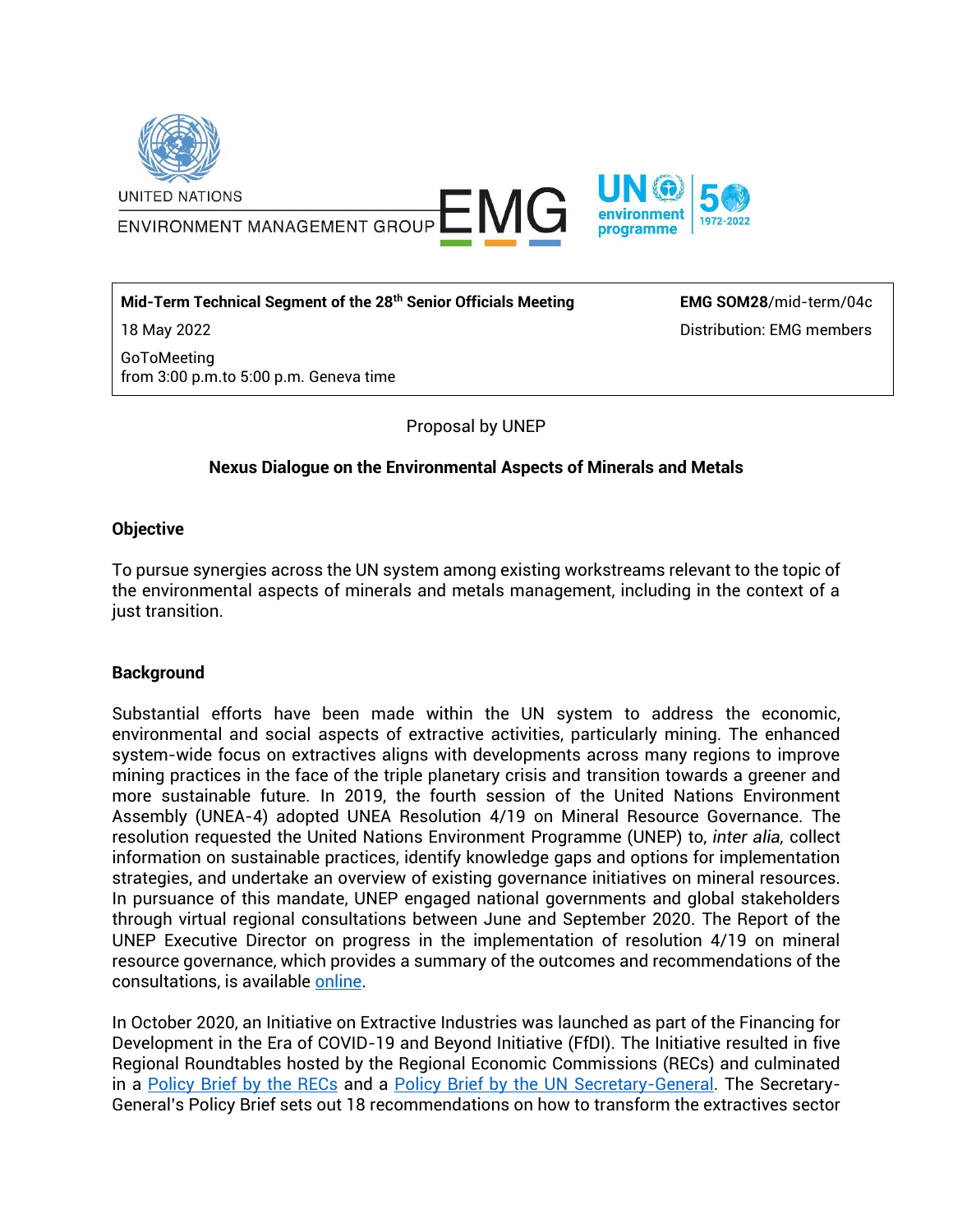UNITED NATIONS
ENVIRONMENT MANAGEMENT GROUP

| **Mid-Term Technical Segment of the 28th Senior Officials Meeting** | **EMG SOM28**/mid-term/04c |
| --- | --- |
| 18 May 2022 | Distribution: EMG members |
| GoToMeeting<br>from 3:00 p.m.to 5:00 p.m. Geneva time | |

Proposal by UNEP

**Nexus Dialogue on the Environmental Aspects of Minerals and Metals**

**Objective**

To pursue synergies across the UN system among existing workstreams relevant to the topic of the environmental aspects of minerals and metals management, including in the context of a just transition.

**Background**

Substantial efforts have been made within the UN system to address the economic, environmental and social aspects of extractive activities, particularly mining. The enhanced system-wide focus on extractives aligns with developments across many regions to improve mining practices in the face of the triple planetary crisis and transition towards a greener and more sustainable future. In 2019, the fourth session of the United Nations Environment Assembly (UNEA-4) adopted UNEA Resolution 4/19 on Mineral Resource Governance. The resolution requested the United Nations Environment Programme (UNEP) to, *inter alia,* collect information on sustainable practices, identify knowledge gaps and options for implementation strategies, and undertake an overview of existing governance initiatives on mineral resources. In pursuance of this mandate, UNEP engaged national governments and global stakeholders through virtual regional consultations between June and September 2020. The Report of the UNEP Executive Director on progress in the implementation of resolution 4/19 on mineral resource governance, which provides a summary of the outcomes and recommendations of the consultations, is available online.

In October 2020, an Initiative on Extractive Industries was launched as part of the Financing for Development in the Era of COVID-19 and Beyond Initiative (FfDI). The Initiative resulted in five Regional Roundtables hosted by the Regional Economic Commissions (RECs) and culminated in a Policy Brief by the RECs and a Policy Brief by the UN Secretary-General. The Secretary-General's Policy Brief sets out 18 recommendations on how to transform the extractives sector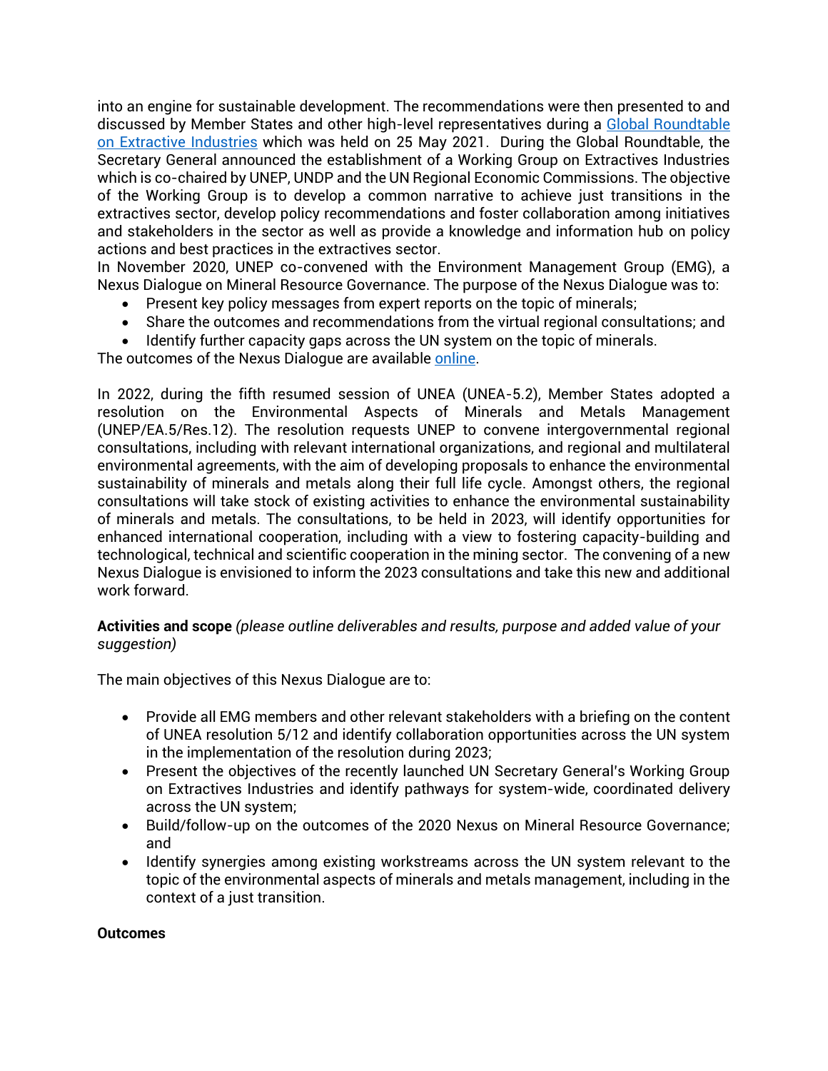into an engine for sustainable development. The recommendations were then presented to and discussed by Member States and other high-level representatives during a Global Roundtable on Extractive Industries which was held on 25 May 2021. During the Global Roundtable, the Secretary General announced the establishment of a Working Group on Extractives Industries which is co-chaired by UNEP, UNDP and the UN Regional Economic Commissions. The objective of the Working Group is to develop a common narrative to achieve just transitions in the extractives sector, develop policy recommendations and foster collaboration among initiatives and stakeholders in the sector as well as provide a knowledge and information hub on policy actions and best practices in the extractives sector.
In November 2020, UNEP co-convened with the Environment Management Group (EMG), a Nexus Dialogue on Mineral Resource Governance. The purpose of the Nexus Dialogue was to:

- Present key policy messages from expert reports on the topic of minerals;
- Share the outcomes and recommendations from the virtual regional consultations; and
- Identify further capacity gaps across the UN system on the topic of minerals.

The outcomes of the Nexus Dialogue are available online.

In 2022, during the fifth resumed session of UNEA (UNEA-5.2), Member States adopted a resolution on the Environmental Aspects of Minerals and Metals Management (UNEP/EA.5/Res.12). The resolution requests UNEP to convene intergovernmental regional consultations, including with relevant international organizations, and regional and multilateral environmental agreements, with the aim of developing proposals to enhance the environmental sustainability of minerals and metals along their full life cycle. Amongst others, the regional consultations will take stock of existing activities to enhance the environmental sustainability of minerals and metals. The consultations, to be held in 2023, will identify opportunities for enhanced international cooperation, including with a view to fostering capacity-building and technological, technical and scientific cooperation in the mining sector. The convening of a new Nexus Dialogue is envisioned to inform the 2023 consultations and take this new and additional work forward.

**Activities and scope** *(please outline deliverables and results, purpose and added value of your suggestion)*

The main objectives of this Nexus Dialogue are to:

- Provide all EMG members and other relevant stakeholders with a briefing on the content of UNEA resolution 5/12 and identify collaboration opportunities across the UN system in the implementation of the resolution during 2023;
- Present the objectives of the recently launched UN Secretary General's Working Group on Extractives Industries and identify pathways for system-wide, coordinated delivery across the UN system;
- Build/follow-up on the outcomes of the 2020 Nexus on Mineral Resource Governance; and
- Identify synergies among existing workstreams across the UN system relevant to the topic of the environmental aspects of minerals and metals management, including in the context of a just transition.

**Outcomes**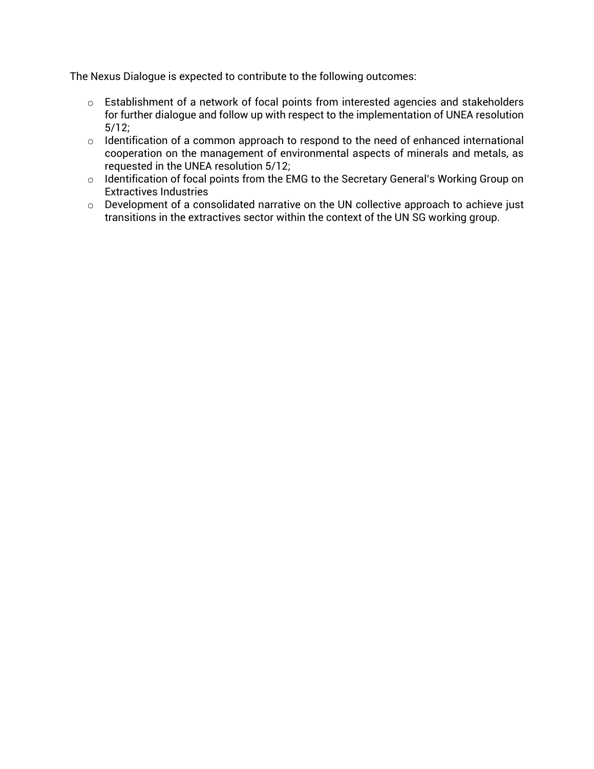The Nexus Dialogue is expected to contribute to the following outcomes:

- Establishment of a network of focal points from interested agencies and stakeholders for further dialogue and follow up with respect to the implementation of UNEA resolution 5/12;
- Identification of a common approach to respond to the need of enhanced international cooperation on the management of environmental aspects of minerals and metals, as requested in the UNEA resolution 5/12;
- Identification of focal points from the EMG to the Secretary General's Working Group on Extractives Industries
- Development of a consolidated narrative on the UN collective approach to achieve just transitions in the extractives sector within the context of the UN SG working group.